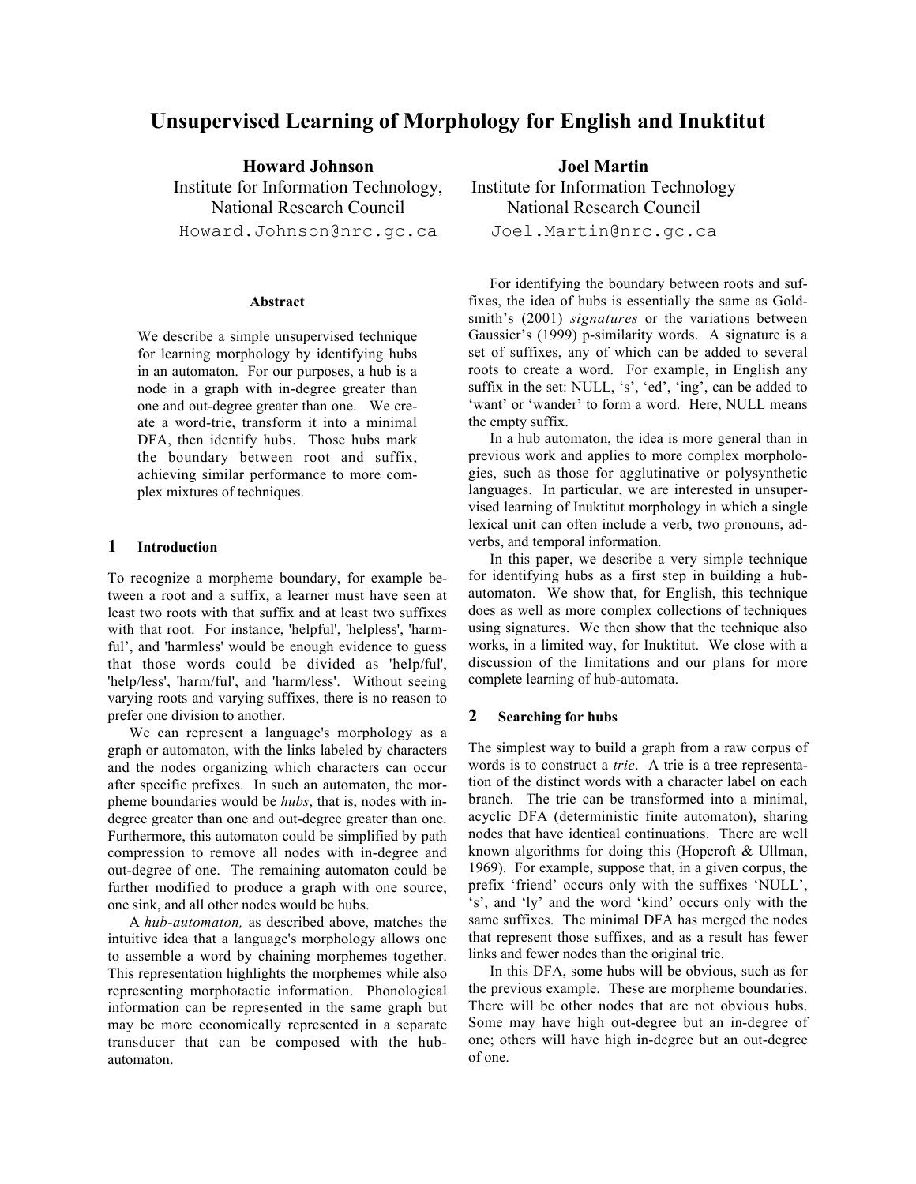# Unsupervised Learning of Morphology for English and Inuktitut

**Howard Johnson**
Institute for Information Technology,
National Research Council
Howard.Johnson@nrc.gc.ca

**Joel Martin**
Institute for Information Technology
National Research Council
Joel.Martin@nrc.gc.ca

### Abstract

We describe a simple unsupervised technique for learning morphology by identifying hubs in an automaton. For our purposes, a hub is a node in a graph with in-degree greater than one and out-degree greater than one. We create a word-trie, transform it into a minimal DFA, then identify hubs. Those hubs mark the boundary between root and suffix, achieving similar performance to more complex mixtures of techniques.

## 1 Introduction

To recognize a morpheme boundary, for example between a root and a suffix, a learner must have seen at least two roots with that suffix and at least two suffixes with that root. For instance, 'helpful', 'helpless', 'harmful', and 'harmless' would be enough evidence to guess that those words could be divided as 'help/ful', 'help/less', 'harm/ful', and 'harm/less'. Without seeing varying roots and varying suffixes, there is no reason to prefer one division to another.

We can represent a language's morphology as a graph or automaton, with the links labeled by characters and the nodes organizing which characters can occur after specific prefixes. In such an automaton, the morpheme boundaries would be *hubs*, that is, nodes with in-degree greater than one and out-degree greater than one. Furthermore, this automaton could be simplified by path compression to remove all nodes with in-degree and out-degree of one. The remaining automaton could be further modified to produce a graph with one source, one sink, and all other nodes would be hubs.

A *hub-automaton,* as described above, matches the intuitive idea that a language's morphology allows one to assemble a word by chaining morphemes together. This representation highlights the morphemes while also representing morphotactic information. Phonological information can be represented in the same graph but may be more economically represented in a separate transducer that can be composed with the hub-automaton.

For identifying the boundary between roots and suffixes, the idea of hubs is essentially the same as Goldsmith's (2001) *signatures* or the variations between Gaussier's (1999) p-similarity words. A signature is a set of suffixes, any of which can be added to several roots to create a word. For example, in English any suffix in the set: NULL, 's', 'ed', 'ing', can be added to 'want' or 'wander' to form a word. Here, NULL means the empty suffix.

In a hub automaton, the idea is more general than in previous work and applies to more complex morphologies, such as those for agglutinative or polysynthetic languages. In particular, we are interested in unsupervised learning of Inuktitut morphology in which a single lexical unit can often include a verb, two pronouns, adverbs, and temporal information.

In this paper, we describe a very simple technique for identifying hubs as a first step in building a hub-automaton. We show that, for English, this technique does as well as more complex collections of techniques using signatures. We then show that the technique also works, in a limited way, for Inuktitut. We close with a discussion of the limitations and our plans for more complete learning of hub-automata.

## 2 Searching for hubs

The simplest way to build a graph from a raw corpus of words is to construct a *trie*. A trie is a tree representation of the distinct words with a character label on each branch. The trie can be transformed into a minimal, acyclic DFA (deterministic finite automaton), sharing nodes that have identical continuations. There are well known algorithms for doing this (Hopcroft & Ullman, 1969). For example, suppose that, in a given corpus, the prefix 'friend' occurs only with the suffixes 'NULL', 's', and 'ly' and the word 'kind' occurs only with the same suffixes. The minimal DFA has merged the nodes that represent those suffixes, and as a result has fewer links and fewer nodes than the original trie.

In this DFA, some hubs will be obvious, such as for the previous example. These are morpheme boundaries. There will be other nodes that are not obvious hubs. Some may have high out-degree but an in-degree of one; others will have high in-degree but an out-degree of one.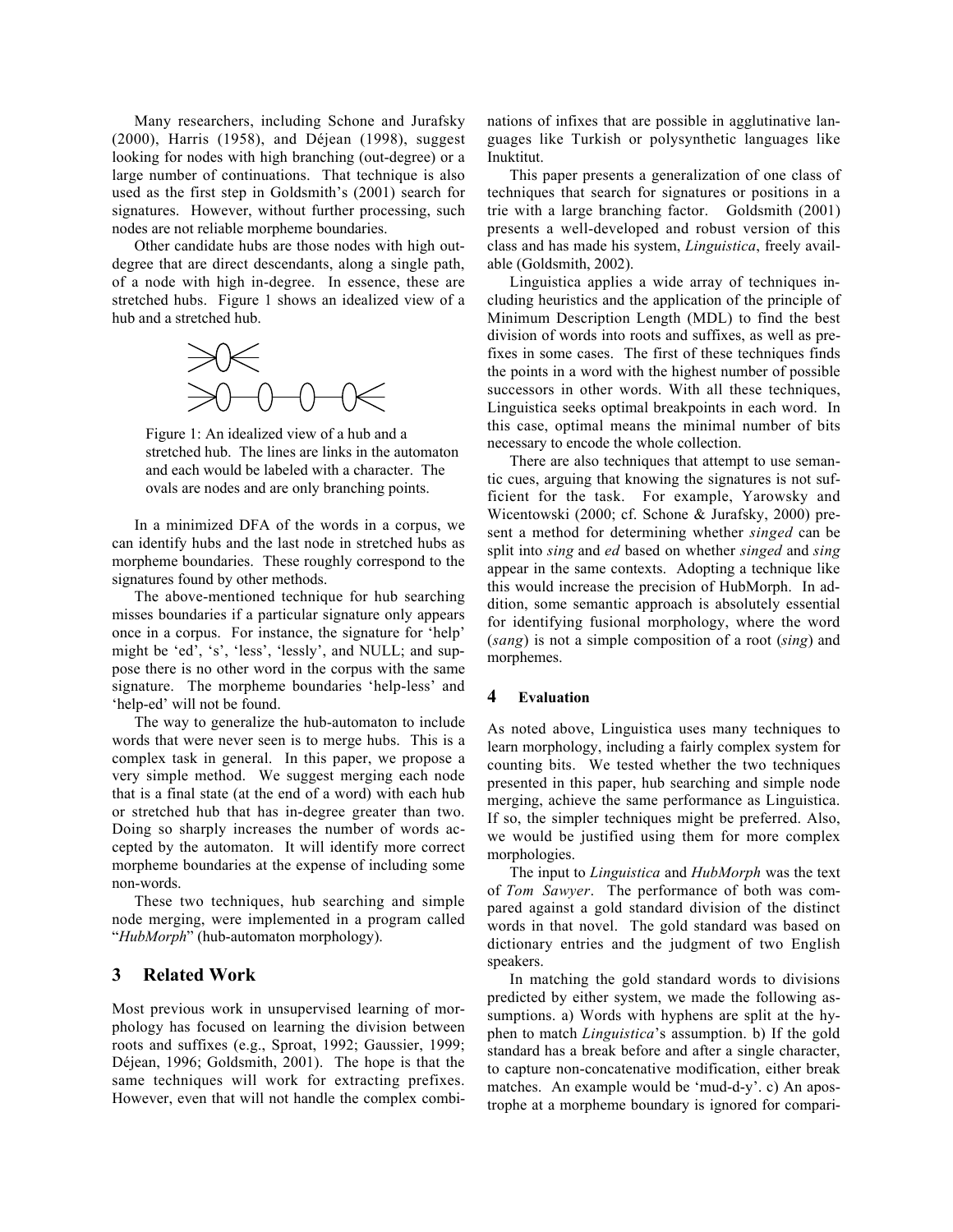Many researchers, including Schone and Jurafsky (2000), Harris (1958), and Déjean (1998), suggest looking for nodes with high branching (out-degree) or a large number of continuations. That technique is also used as the first step in Goldsmith's (2001) search for signatures. However, without further processing, such nodes are not reliable morpheme boundaries.

Other candidate hubs are those nodes with high out-degree that are direct descendants, along a single path, of a node with high in-degree. In essence, these are stretched hubs. Figure 1 shows an idealized view of a hub and a stretched hub.

Figure 1: An idealized view of a hub and a stretched hub. The lines are links in the automaton and each would be labeled with a character. The ovals are nodes and are only branching points.

In a minimized DFA of the words in a corpus, we can identify hubs and the last node in stretched hubs as morpheme boundaries. These roughly correspond to the signatures found by other methods.

The above-mentioned technique for hub searching misses boundaries if a particular signature only appears once in a corpus. For instance, the signature for 'help' might be 'ed', 's', 'less', 'lessly', and NULL; and suppose there is no other word in the corpus with the same signature. The morpheme boundaries 'help-less' and 'help-ed' will not be found.

The way to generalize the hub-automaton to include words that were never seen is to merge hubs. This is a complex task in general. In this paper, we propose a very simple method. We suggest merging each node that is a final state (at the end of a word) with each hub or stretched hub that has in-degree greater than two. Doing so sharply increases the number of words accepted by the automaton. It will identify more correct morpheme boundaries at the expense of including some non-words.

These two techniques, hub searching and simple node merging, were implemented in a program called "*HubMorph*" (hub-automaton morphology).

## 3 Related Work

Most previous work in unsupervised learning of morphology has focused on learning the division between roots and suffixes (e.g., Sproat, 1992; Gaussier, 1999; Déjean, 1996; Goldsmith, 2001). The hope is that the same techniques will work for extracting prefixes. However, even that will not handle the complex combinations of infixes that are possible in agglutinative languages like Turkish or polysynthetic languages like Inuktitut.

This paper presents a generalization of one class of techniques that search for signatures or positions in a trie with a large branching factor. Goldsmith (2001) presents a well-developed and robust version of this class and has made his system, *Linguistica*, freely available (Goldsmith, 2002).

Linguistica applies a wide array of techniques including heuristics and the application of the principle of Minimum Description Length (MDL) to find the best division of words into roots and suffixes, as well as prefixes in some cases. The first of these techniques finds the points in a word with the highest number of possible successors in other words. With all these techniques, Linguistica seeks optimal breakpoints in each word. In this case, optimal means the minimal number of bits necessary to encode the whole collection.

There are also techniques that attempt to use semantic cues, arguing that knowing the signatures is not sufficient for the task. For example, Yarowsky and Wicentowski (2000; cf. Schone & Jurafsky, 2000) present a method for determining whether *singed* can be split into *sing* and *ed* based on whether *singed* and *sing* appear in the same contexts. Adopting a technique like this would increase the precision of HubMorph. In addition, some semantic approach is absolutely essential for identifying fusional morphology, where the word (*sang*) is not a simple composition of a root (*sing*) and morphemes.

## 4 Evaluation

As noted above, Linguistica uses many techniques to learn morphology, including a fairly complex system for counting bits. We tested whether the two techniques presented in this paper, hub searching and simple node merging, achieve the same performance as Linguistica. If so, the simpler techniques might be preferred. Also, we would be justified using them for more complex morphologies.

The input to *Linguistica* and *HubMorph* was the text of *Tom Sawyer*. The performance of both was compared against a gold standard division of the distinct words in that novel. The gold standard was based on dictionary entries and the judgment of two English speakers.

In matching the gold standard words to divisions predicted by either system, we made the following assumptions. a) Words with hyphens are split at the hyphen to match *Linguistica*'s assumption. b) If the gold standard has a break before and after a single character, to capture non-concatenative modification, either break matches. An example would be 'mud-d-y'. c) An apostrophe at a morpheme boundary is ignored for compari-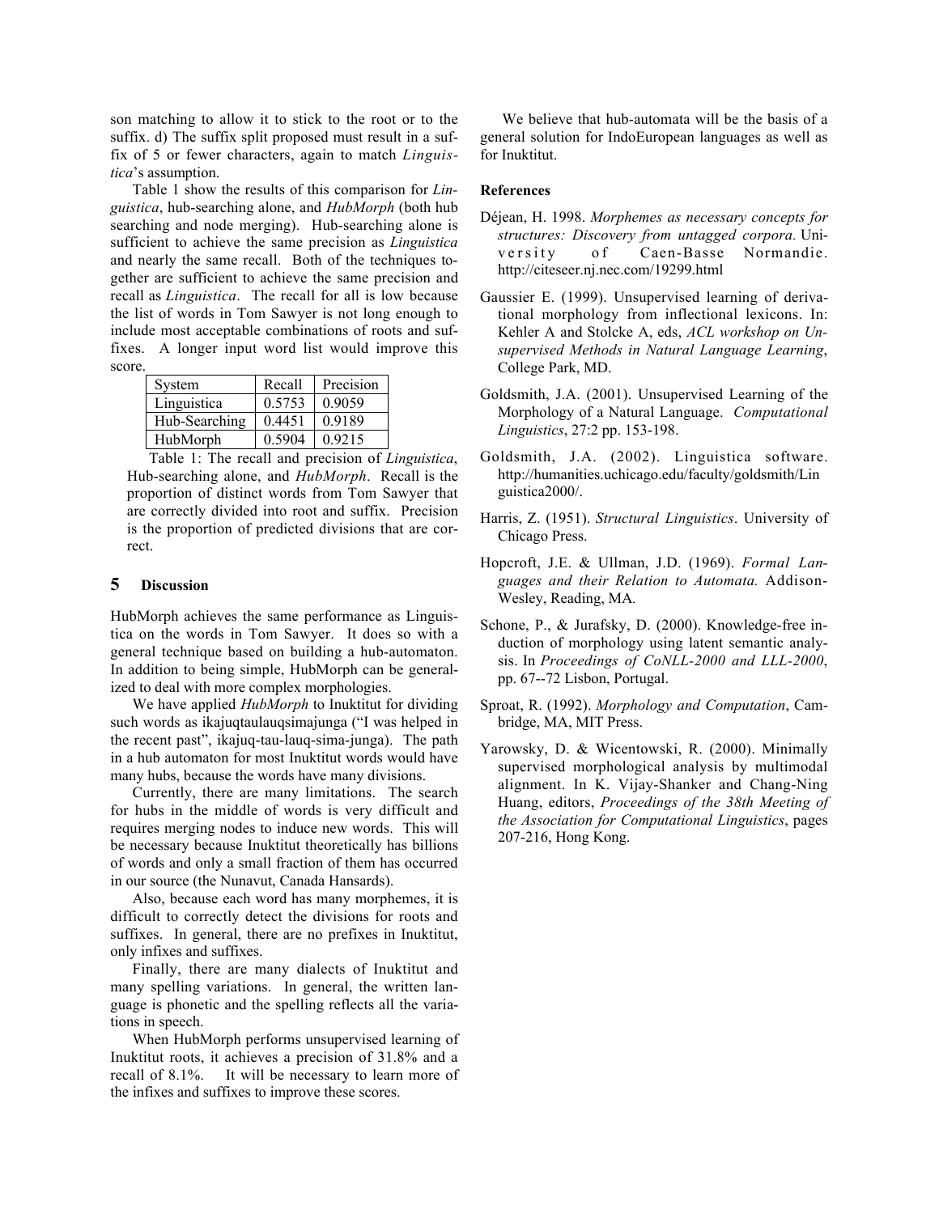son matching to allow it to stick to the root or to the suffix. d) The suffix split proposed must result in a suffix of 5 or fewer characters, again to match *Linguistica*'s assumption.

Table 1 show the results of this comparison for *Linguistica*, hub-searching alone, and *HubMorph* (both hub searching and node merging). Hub-searching alone is sufficient to achieve the same precision as *Linguistica* and nearly the same recall. Both of the techniques together are sufficient to achieve the same precision and recall as *Linguistica*. The recall for all is low because the list of words in Tom Sawyer is not long enough to include most acceptable combinations of roots and suffixes. A longer input word list would improve this score.

| System | Recall | Precision |
| --- | --- | --- |
| Linguistica | 0.5753 | 0.9059 |
| Hub-Searching | 0.4451 | 0.9189 |
| HubMorph | 0.5904 | 0.9215 |

Table 1: The recall and precision of *Linguistica*, Hub-searching alone, and *HubMorph*. Recall is the proportion of distinct words from Tom Sawyer that are correctly divided into root and suffix. Precision is the proportion of predicted divisions that are correct.

## 5 Discussion

HubMorph achieves the same performance as Linguistica on the words in Tom Sawyer. It does so with a general technique based on building a hub-automaton. In addition to being simple, HubMorph can be generalized to deal with more complex morphologies.

We have applied *HubMorph* to Inuktitut for dividing such words as ikajuqtaulauqsimajunga ("I was helped in the recent past", ikajuq-tau-lauq-sima-junga). The path in a hub automaton for most Inuktitut words would have many hubs, because the words have many divisions.

Currently, there are many limitations. The search for hubs in the middle of words is very difficult and requires merging nodes to induce new words. This will be necessary because Inuktitut theoretically has billions of words and only a small fraction of them has occurred in our source (the Nunavut, Canada Hansards).

Also, because each word has many morphemes, it is difficult to correctly detect the divisions for roots and suffixes. In general, there are no prefixes in Inuktitut, only infixes and suffixes.

Finally, there are many dialects of Inuktitut and many spelling variations. In general, the written language is phonetic and the spelling reflects all the variations in speech.

When HubMorph performs unsupervised learning of Inuktitut roots, it achieves a precision of 31.8% and a recall of 8.1%. It will be necessary to learn more of the infixes and suffixes to improve these scores.

We believe that hub-automata will be the basis of a general solution for IndoEuropean languages as well as for Inuktitut.

### References

Déjean, H. 1998. *Morphemes as necessary concepts for structures: Discovery from untagged corpora.* University of Caen-Basse Normandie. http://citeseer.nj.nec.com/19299.html

Gaussier E. (1999). Unsupervised learning of derivational morphology from inflectional lexicons. In: Kehler A and Stolcke A, eds, *ACL workshop on Unsupervised Methods in Natural Language Learning*, College Park, MD.

Goldsmith, J.A. (2001). Unsupervised Learning of the Morphology of a Natural Language. *Computational Linguistics*, 27:2 pp. 153-198.

Goldsmith, J.A. (2002). Linguistica software. http://humanities.uchicago.edu/faculty/goldsmith/Linguistica2000/.

Harris, Z. (1951). *Structural Linguistics*. University of Chicago Press.

Hopcroft, J.E. & Ullman, J.D. (1969). *Formal Languages and their Relation to Automata.* Addison-Wesley, Reading, MA.

Schone, P., & Jurafsky, D. (2000). Knowledge-free induction of morphology using latent semantic analysis. In *Proceedings of CoNLL-2000 and LLL-2000*, pp. 67--72 Lisbon, Portugal.

Sproat, R. (1992). *Morphology and Computation*, Cambridge, MA, MIT Press.

Yarowsky, D. & Wicentowski, R. (2000). Minimally supervised morphological analysis by multimodal alignment. In K. Vijay-Shanker and Chang-Ning Huang, editors, *Proceedings of the 38th Meeting of the Association for Computational Linguistics*, pages 207-216, Hong Kong.